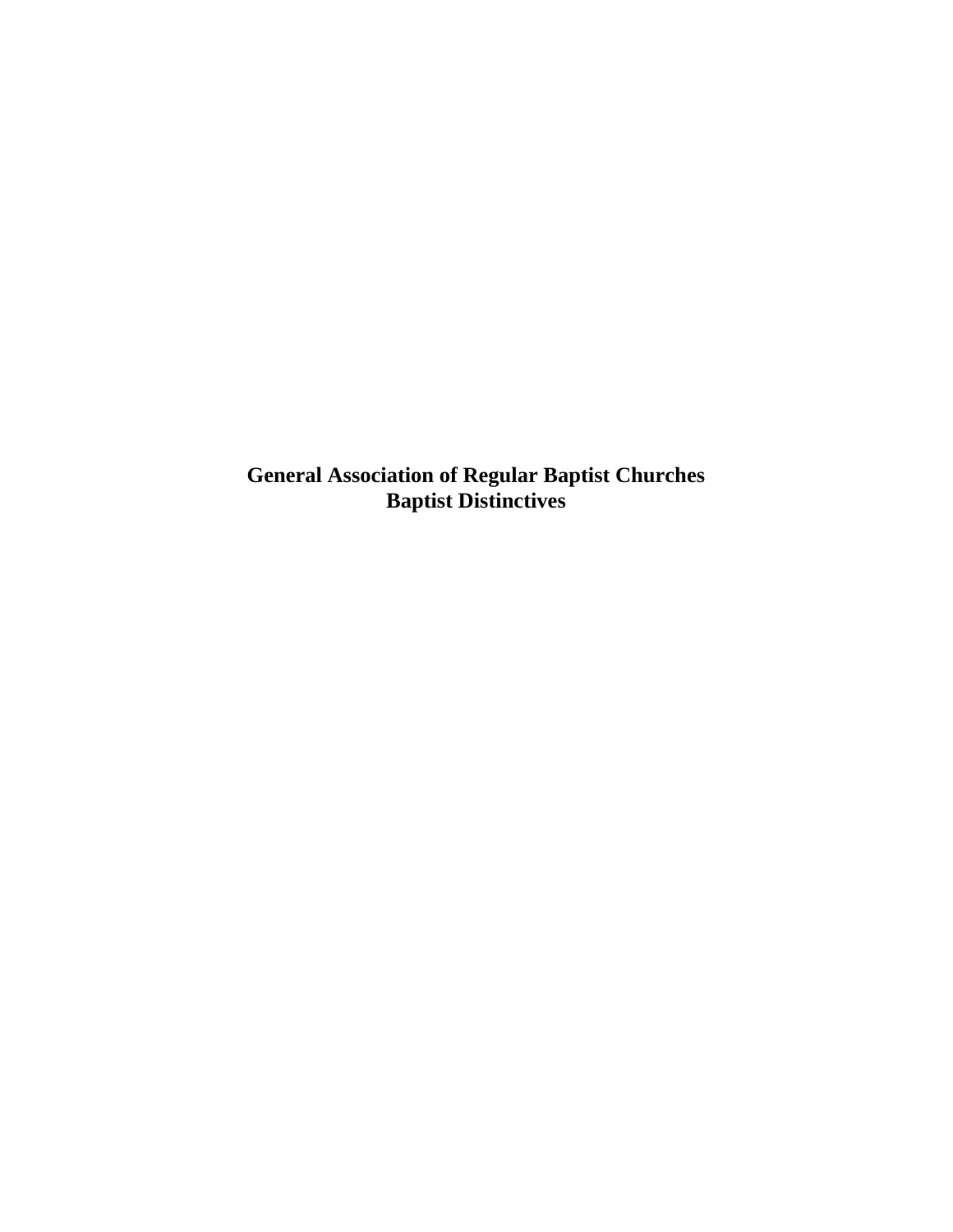# General Association of Regular Baptist Churches
# Baptist Distinctives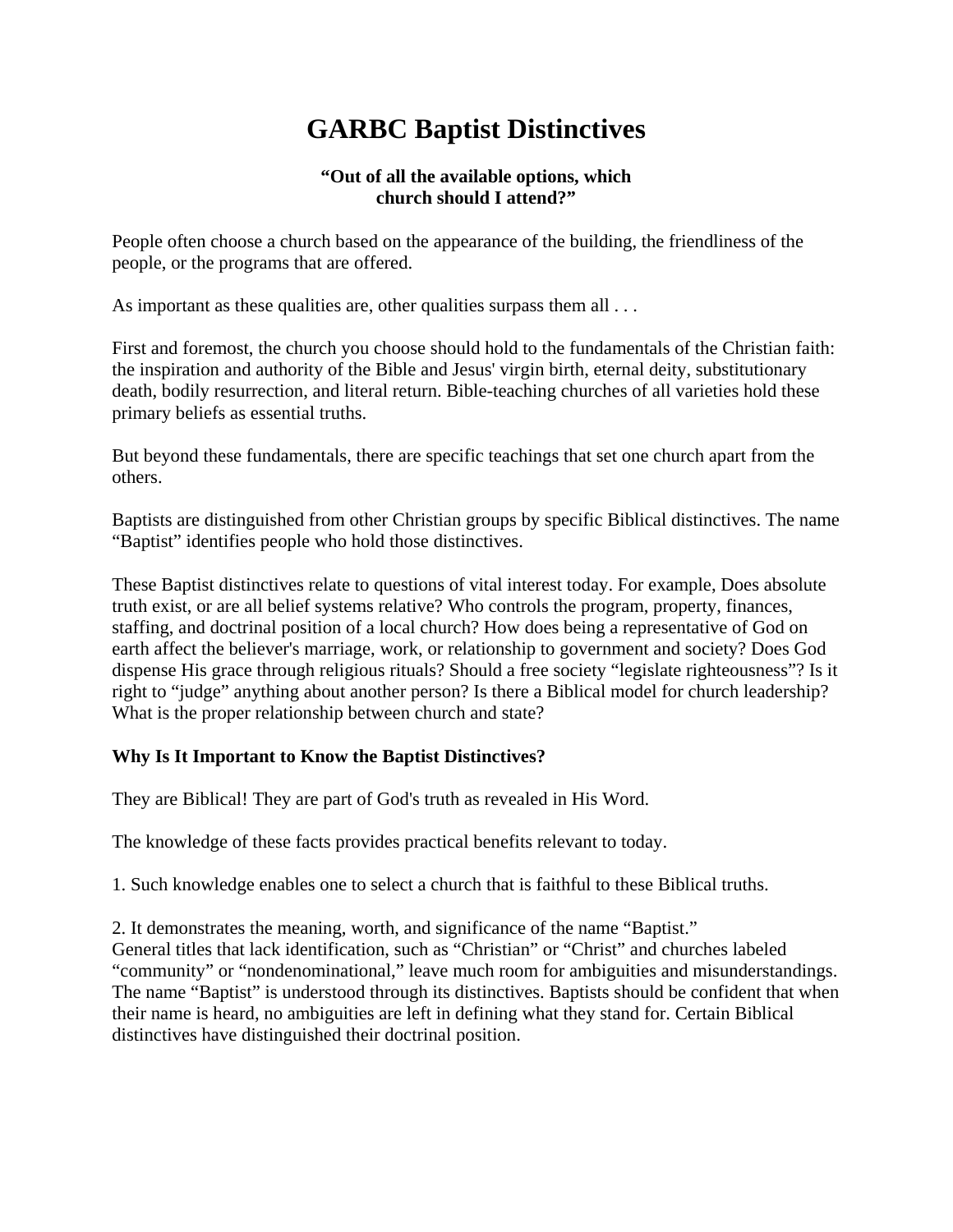# GARBC Baptist Distinctives

**"Out of all the available options, which church should I attend?"**

People often choose a church based on the appearance of the building, the friendliness of the people, or the programs that are offered.

As important as these qualities are, other qualities surpass them all . . .

First and foremost, the church you choose should hold to the fundamentals of the Christian faith: the inspiration and authority of the Bible and Jesus' virgin birth, eternal deity, substitutionary death, bodily resurrection, and literal return. Bible-teaching churches of all varieties hold these primary beliefs as essential truths.

But beyond these fundamentals, there are specific teachings that set one church apart from the others.

Baptists are distinguished from other Christian groups by specific Biblical distinctives. The name "Baptist" identifies people who hold those distinctives.

These Baptist distinctives relate to questions of vital interest today. For example, Does absolute truth exist, or are all belief systems relative? Who controls the program, property, finances, staffing, and doctrinal position of a local church? How does being a representative of God on earth affect the believer's marriage, work, or relationship to government and society? Does God dispense His grace through religious rituals? Should a free society "legislate righteousness"? Is it right to "judge" anything about another person? Is there a Biblical model for church leadership? What is the proper relationship between church and state?

**Why Is It Important to Know the Baptist Distinctives?**

They are Biblical! They are part of God's truth as revealed in His Word.

The knowledge of these facts provides practical benefits relevant to today.

1. Such knowledge enables one to select a church that is faithful to these Biblical truths.

2. It demonstrates the meaning, worth, and significance of the name "Baptist."
General titles that lack identification, such as "Christian" or "Christ" and churches labeled "community" or "nondenominational," leave much room for ambiguities and misunderstandings. The name "Baptist" is understood through its distinctives. Baptists should be confident that when their name is heard, no ambiguities are left in defining what they stand for. Certain Biblical distinctives have distinguished their doctrinal position.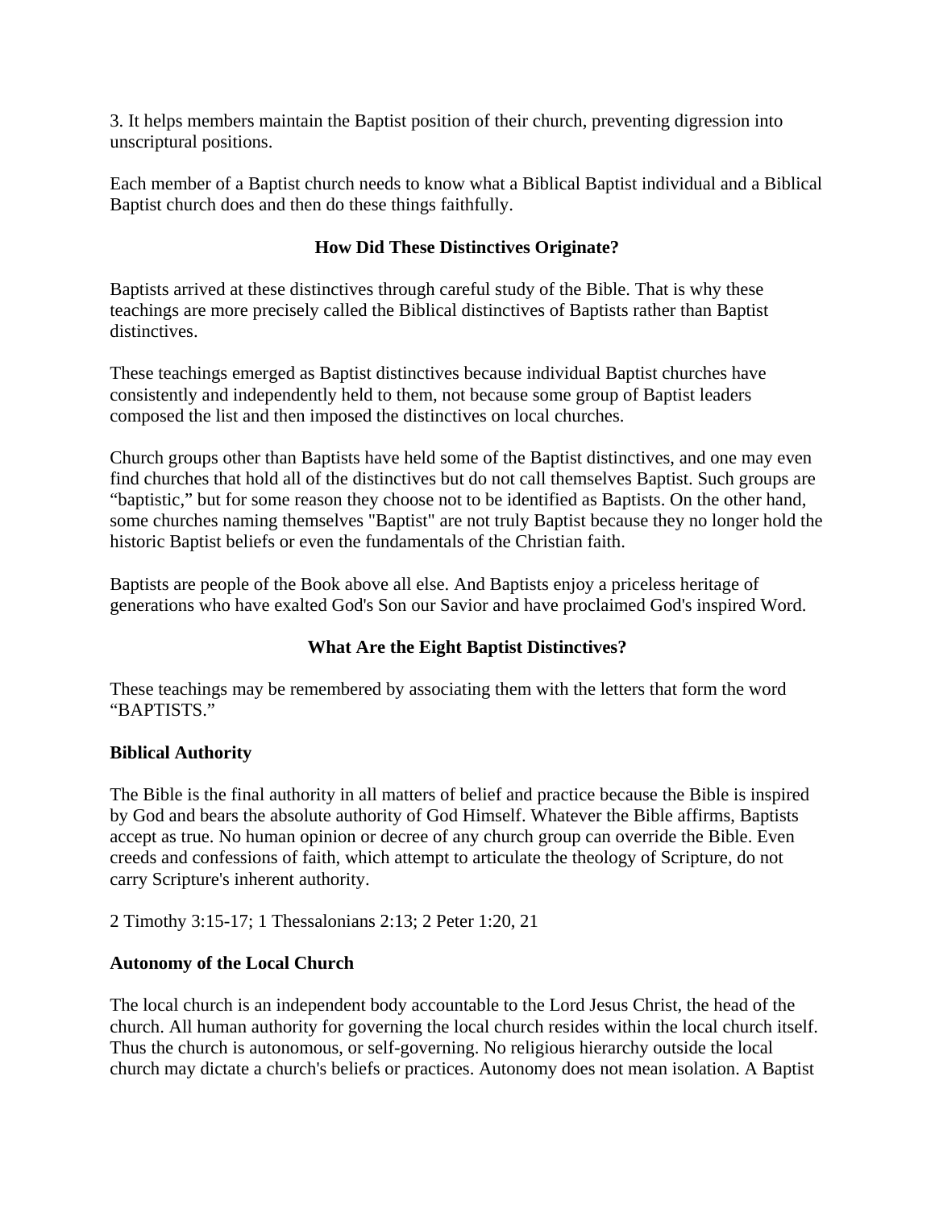3. It helps members maintain the Baptist position of their church, preventing digression into unscriptural positions.

Each member of a Baptist church needs to know what a Biblical Baptist individual and a Biblical Baptist church does and then do these things faithfully.

## How Did These Distinctives Originate?

Baptists arrived at these distinctives through careful study of the Bible. That is why these teachings are more precisely called the Biblical distinctives of Baptists rather than Baptist distinctives.

These teachings emerged as Baptist distinctives because individual Baptist churches have consistently and independently held to them, not because some group of Baptist leaders composed the list and then imposed the distinctives on local churches.

Church groups other than Baptists have held some of the Baptist distinctives, and one may even find churches that hold all of the distinctives but do not call themselves Baptist. Such groups are "baptistic," but for some reason they choose not to be identified as Baptists. On the other hand, some churches naming themselves "Baptist" are not truly Baptist because they no longer hold the historic Baptist beliefs or even the fundamentals of the Christian faith.

Baptists are people of the Book above all else. And Baptists enjoy a priceless heritage of generations who have exalted God's Son our Savior and have proclaimed God's inspired Word.

## What Are the Eight Baptist Distinctives?

These teachings may be remembered by associating them with the letters that form the word "BAPTISTS."

**Biblical Authority**

The Bible is the final authority in all matters of belief and practice because the Bible is inspired by God and bears the absolute authority of God Himself. Whatever the Bible affirms, Baptists accept as true. No human opinion or decree of any church group can override the Bible. Even creeds and confessions of faith, which attempt to articulate the theology of Scripture, do not carry Scripture's inherent authority.

2 Timothy 3:15-17; 1 Thessalonians 2:13; 2 Peter 1:20, 21

**Autonomy of the Local Church**

The local church is an independent body accountable to the Lord Jesus Christ, the head of the church. All human authority for governing the local church resides within the local church itself. Thus the church is autonomous, or self-governing. No religious hierarchy outside the local church may dictate a church's beliefs or practices. Autonomy does not mean isolation. A Baptist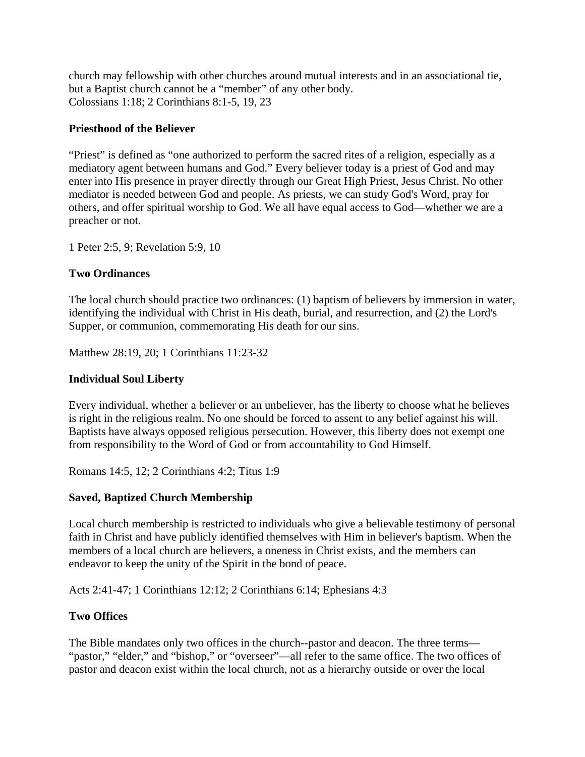church may fellowship with other churches around mutual interests and in an associational tie, but a Baptist church cannot be a "member" of any other body.
Colossians 1:18; 2 Corinthians 8:1-5, 19, 23

**Priesthood of the Believer**

"Priest" is defined as "one authorized to perform the sacred rites of a religion, especially as a mediatory agent between humans and God." Every believer today is a priest of God and may enter into His presence in prayer directly through our Great High Priest, Jesus Christ. No other mediator is needed between God and people. As priests, we can study God's Word, pray for others, and offer spiritual worship to God. We all have equal access to God—whether we are a preacher or not.

1 Peter 2:5, 9; Revelation 5:9, 10

**Two Ordinances**

The local church should practice two ordinances: (1) baptism of believers by immersion in water, identifying the individual with Christ in His death, burial, and resurrection, and (2) the Lord's Supper, or communion, commemorating His death for our sins.

Matthew 28:19, 20; 1 Corinthians 11:23-32

**Individual Soul Liberty**

Every individual, whether a believer or an unbeliever, has the liberty to choose what he believes is right in the religious realm. No one should be forced to assent to any belief against his will. Baptists have always opposed religious persecution. However, this liberty does not exempt one from responsibility to the Word of God or from accountability to God Himself.

Romans 14:5, 12; 2 Corinthians 4:2; Titus 1:9

**Saved, Baptized Church Membership**

Local church membership is restricted to individuals who give a believable testimony of personal faith in Christ and have publicly identified themselves with Him in believer's baptism. When the members of a local church are believers, a oneness in Christ exists, and the members can endeavor to keep the unity of the Spirit in the bond of peace.

Acts 2:41-47; 1 Corinthians 12:12; 2 Corinthians 6:14; Ephesians 4:3

**Two Offices**

The Bible mandates only two offices in the church--pastor and deacon. The three terms—"pastor," "elder," and "bishop," or "overseer"—all refer to the same office. The two offices of pastor and deacon exist within the local church, not as a hierarchy outside or over the local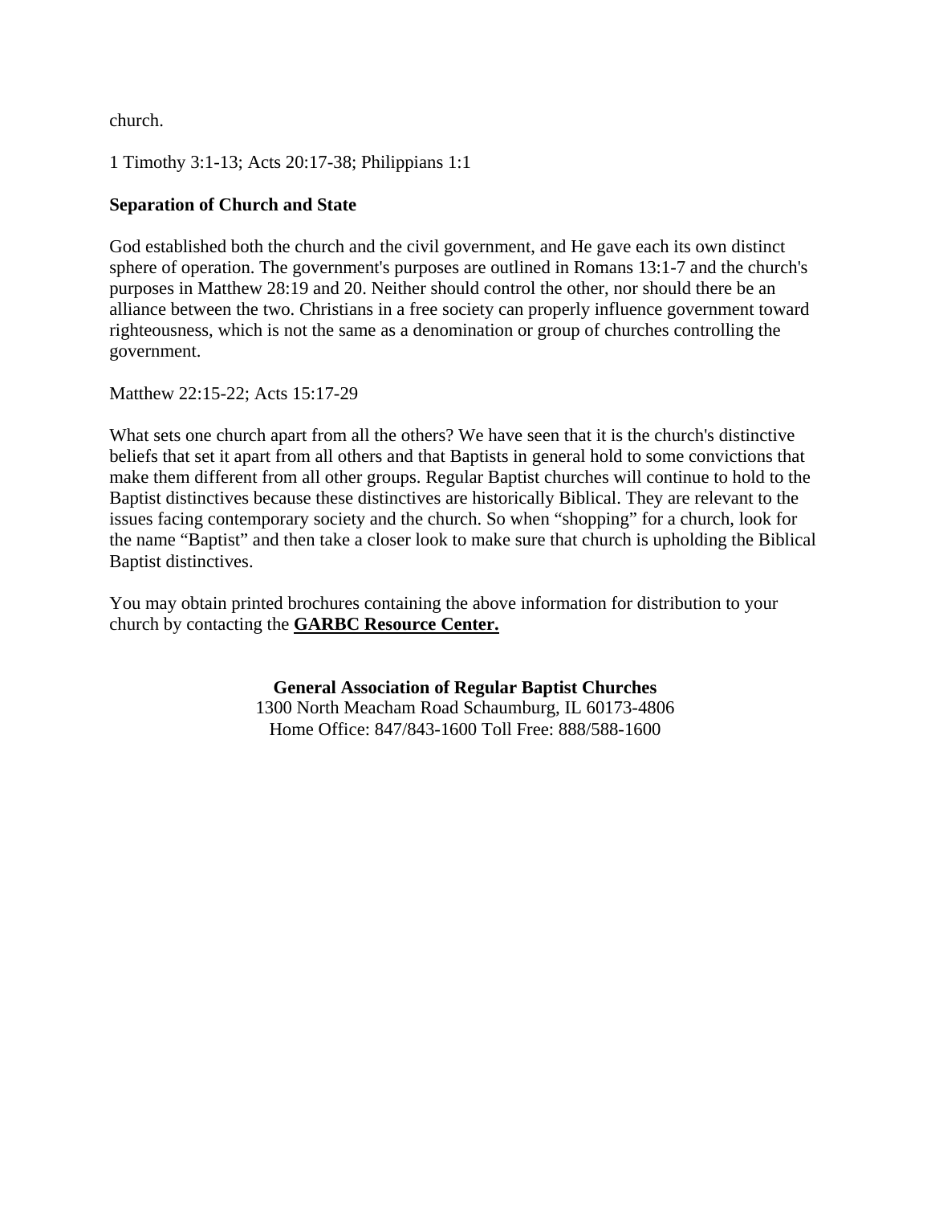church.

1 Timothy 3:1-13; Acts 20:17-38; Philippians 1:1

**Separation of Church and State**

God established both the church and the civil government, and He gave each its own distinct sphere of operation. The government's purposes are outlined in Romans 13:1-7 and the church's purposes in Matthew 28:19 and 20. Neither should control the other, nor should there be an alliance between the two. Christians in a free society can properly influence government toward righteousness, which is not the same as a denomination or group of churches controlling the government.

Matthew 22:15-22; Acts 15:17-29

What sets one church apart from all the others? We have seen that it is the church's distinctive beliefs that set it apart from all others and that Baptists in general hold to some convictions that make them different from all other groups. Regular Baptist churches will continue to hold to the Baptist distinctives because these distinctives are historically Biblical. They are relevant to the issues facing contemporary society and the church. So when "shopping" for a church, look for the name "Baptist" and then take a closer look to make sure that church is upholding the Biblical Baptist distinctives.

You may obtain printed brochures containing the above information for distribution to your church by contacting the **GARBC Resource Center.**

**General Association of Regular Baptist Churches**
1300 North Meacham Road Schaumburg, IL 60173-4806
Home Office: 847/843-1600 Toll Free: 888/588-1600